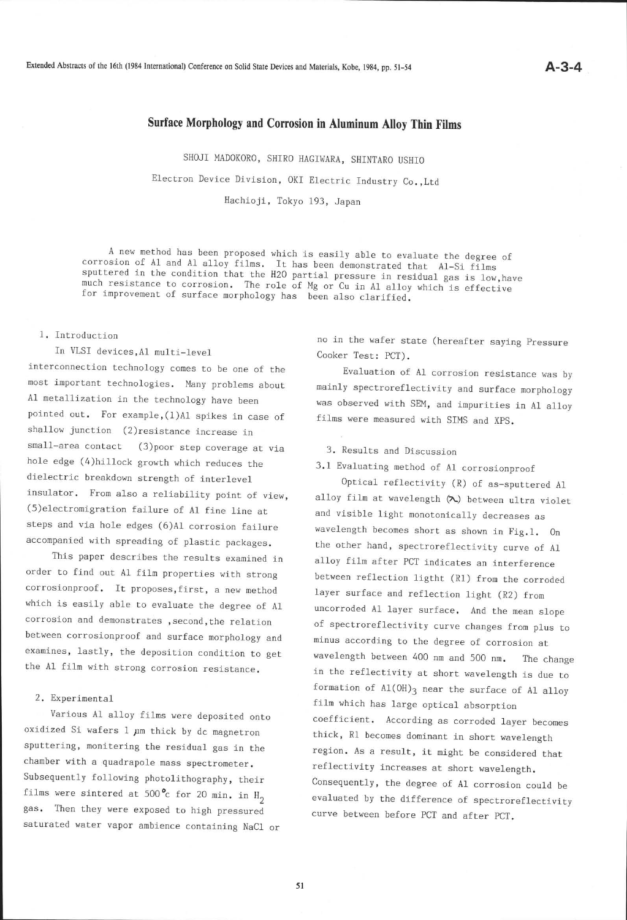# Surface Morphology and Corrosion in Aluminum Alloy Thin Films

SHOJI MADOKORO, SHIRO HAGIWARA, SHINTARO USHIO

Electron Device Division, OKI Electric Industry Co.,Ltd

Hachioji, Tokyo 193, Japan

A new method has been proposed which is easily able to evaluate the degree of corrosion of Al and Al alloy films. It has been demonstrated that Al-Si films sputtered in the condition that the H2O partial pressure in residual gas is low,have much resistance to corrosion. The role of Mg or Cu in Al alloy which is effective for improvement of surface morphology has been also clarified.

## 1. Introduction

In VLSI devices,Al multi-level interconnection technology comes to be one of the most important technologies. Many problems about Al metallization in the technology have been pointed out. For example,(1)Al spikes in case of shallow junction (2)resistance increase in small-area contact (3)poor step coverage at via hole edge (4)hillock growth which reduces the dielectric breakdown strength of interlevel insulator. From also a reliability point of view, (5)electromigration failure of Al fine line at steps and via hole edges (6)Al corrosion failure accompanied with spreading of plastic packages.

This paper describes the results examined in order to find out Al film properties with strong corrosionproof. It proposes,first, a new method which is easily able to evaluate the degree of Al corrosion and demonstrates ,second,the relation between corrosionproof and surface morphology and examines, lastly, the deposition condition to get the Al film with strong corrosion resistance.

## 2. Experimental

Various Al alloy films were deposited onto oxidized Si wafers 1 μm thick by dc magnetron sputtering, monitering the residual gas in the chamber with a quadrapole mass spectrometer. Subsequently following photolithography, their films were sintered at 500°c for 20 min. in $H_2$ gas. Then they were exposed to high pressured saturated water vapor ambience containing NaCl or no in the wafer state (hereafter saying Pressure Cooker Test: PCT).

Evaluation of Al corrosion resistance was by mainly spectroreflectivity and surface morphology was observed with SEM, and impurities in Al alloy films were measured with SIMS and XPS.

## 3. Results and Discussion

### 3.1 Evaluating method of Al corrosionproof

Optical reflectivity (R) of as-sputtered Al alloy film at wavelength ($\lambda$) between ultra violet and visible light monotonically decreases as wavelength becomes short as shown in Fig.1. On the other hand, spectroreflectivity curve of Al alloy film after PCT indicates an interference between reflection lighth (R1) from the corroded layer surface and reflection light (R2) from uncorroded Al layer surface. And the mean slope of spectroreflectivity curve changes from plus to minus according to the degree of corrosion at wavelength between 400 nm and 500 nm. The change in the reflectivity at short wavelength is due to formation of $Al(OH)_3$ near the surface of Al alloy film which has large optical absorption coefficient. According as corroded layer becomes thick, R1 becomes dominant in short wavelength region. As a result, it might be considered that reflectivity increases at short wavelength. Consequently, the degree of Al corrosion could be evaluated by the difference of spectroreflectivity curve between before PCT and after PCT.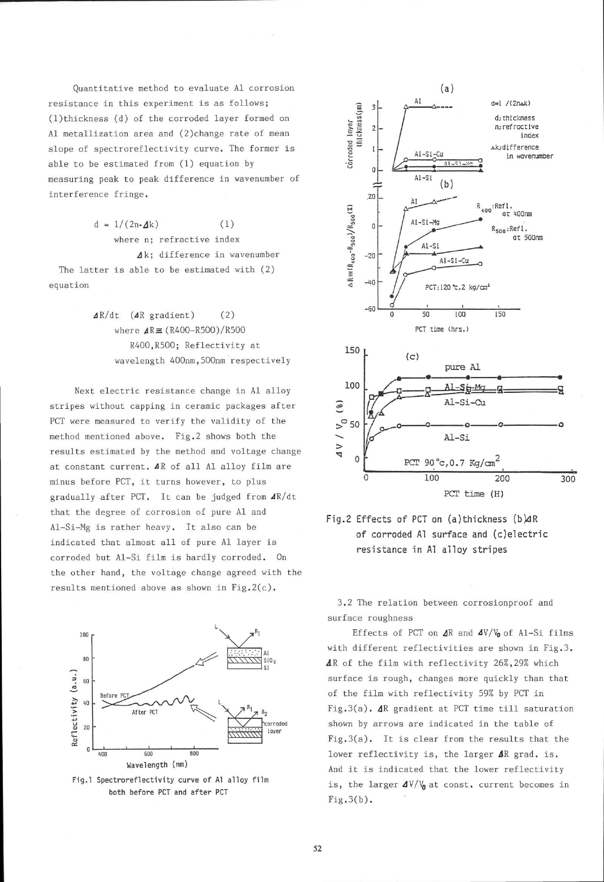Quantitative method to evaluate Al corrosion resistance in this experiment is as follows; (1)thickness (d) of the corroded layer formed on Al metallization area and (2)change rate of mean slope of spectroreflectivity curve. The former is able to be estimated from (1) equation by measuring peak to peak difference in wavenumber of interference fringe.

$$d = 1/(2n \cdot \Delta k) \quad (1)$$

where n; refractive index

$\Delta k$; difference in wavenumber

The latter is able to be estimated with (2) equation

$$\Delta R/dt \;\; (\Delta R \text{ gradient}) \quad (2)$$

where $\Delta R \equiv (R400-R500)/R500$

R400,R500; Reflectivity at wavelength 400nm,500nm respectively

Next electric resistance change in Al alloy stripes without capping in ceramic packages after PCT were measured to verify the validity of the method mentioned above. Fig.2 shows both the results estimated by the method and voltage change at constant current. $\Delta R$ of all Al alloy film are minus before PCT, it turns however, to plus gradually after PCT. It can be judged from $\Delta R/dt$ that the degree of corrosion of pure Al and Al-Si-Mg is rather heavy. It also can be indicated that almost all of pure Al layer is corroded but Al-Si film is hardly corroded. On the other hand, the voltage change agreed with the results mentioned above as shown in Fig.2(c).

Fig.1 Spectroreflectivity curve of Al alloy film both before PCT and after PCT

Fig.2 Effects of PCT on (a)thickness (b)$\Delta R$ of corroded Al surface and (c)electric resistance in Al alloy stripes

3.2 The relation between corrosionproof and surface roughness

Effects of PCT on $\Delta R$ and $\Delta V/V_0$ of Al-Si films with different reflectivities are shown in Fig.3. $\Delta R$ of the film with reflectivity 26%,29% which surface is rough, changes more quickly than that of the film with reflectivity 59% by PCT in Fig.3(a). $\Delta R$ gradient at PCT time till saturation shown by arrows are indicated in the table of Fig.3(a). It is clear from the results that the lower reflectivity is, the larger $\Delta R$ grad. is. And it is indicated that the lower reflectivity is, the larger $\Delta V/V_0$ at const. current becomes in Fig.3(b).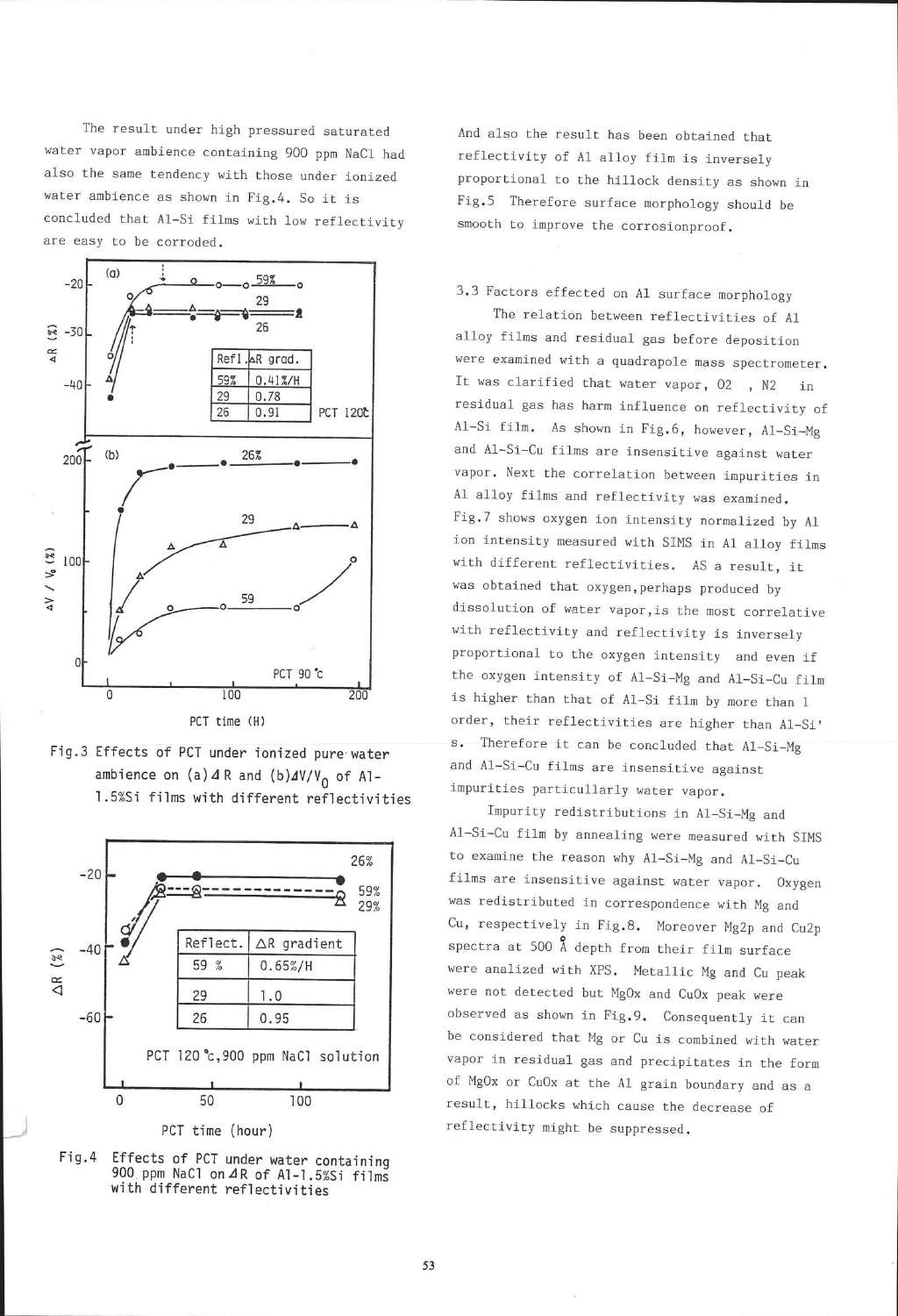The result under high pressured saturated water vapor ambience containing 900 ppm NaCl had also the same tendency with those under ionized water ambience as shown in Fig.4. So it is concluded that Al-Si films with low reflectivity are easy to be corroded.

| Refl. | ΔR grad. |
|---|---|
| 59% | 0.41%/H |
| 29 | 0.78 |
| 26 | 0.91 |

Fig.3 Effects of PCT under ionized pure water ambience on (a)ΔR and (b)$\Delta V/V_0$ of Al-1.5%Si films with different reflectivities

| Reflect. | ΔR gradient |
|---|---|
| 59 % | 0.65%/H |
| 29 | 1.0 |
| 26 | 0.95 |

Fig.4 Effects of PCT under water containing 900 ppm NaCl on ΔR of Al-1.5%Si films with different reflectivities

And also the result has been obtained that reflectivity of Al alloy film is inversely proportional to the hillock density as shown in Fig.5 Therefore surface morphology should be smooth to improve the corrosionproof.

3.3 Factors effected on Al surface morphology

The relation between reflectivities of Al alloy films and residual gas before deposition were examined with a quadrapole mass spectrometer. It was clarified that water vapor, O2 , N2 in residual gas has harm influence on reflectivity of Al-Si film. As shown in Fig.6, however, Al-Si-Mg and Al-Si-Cu films are insensitive against water vapor. Next the correlation between impurities in Al alloy films and reflectivity was examined. Fig.7 shows oxygen ion intensity normalized by Al ion intensity measured with SIMS in Al alloy films with different reflectivities. AS a result, it was obtained that oxygen,perhaps produced by dissolution of water vapor,is the most correlative with reflectivity and reflectivity is inversely proportional to the oxygen intensity and even if the oxygen intensity of Al-Si-Mg and Al-Si-Cu film is higher than that of Al-Si film by more than 1 order, their reflectivities are higher than Al-Si's. Therefore it can be concluded that Al-Si-Mg and Al-Si-Cu films are insensitive against impurities particularly water vapor.

Impurity redistributions in Al-Si-Mg and Al-Si-Cu film by annealing were measured with SIMS to examine the reason why Al-Si-Mg and Al-Si-Cu films are insensitive against water vapor. Oxygen was redistributed in correspondence with Mg and Cu, respectively in Fig.8. Moreover Mg2p and Cu2p spectra at 500 Å depth from their film surface were analized with XPS. Metallic Mg and Cu peak were not detected but MgOx and CuOx peak were observed as shown in Fig.9. Consequently it can be considered that Mg or Cu is combined with water vapor in residual gas and precipitates in the form of MgOx or CuOx at the Al grain boundary and as a result, hillocks which cause the decrease of reflectivity might be suppressed.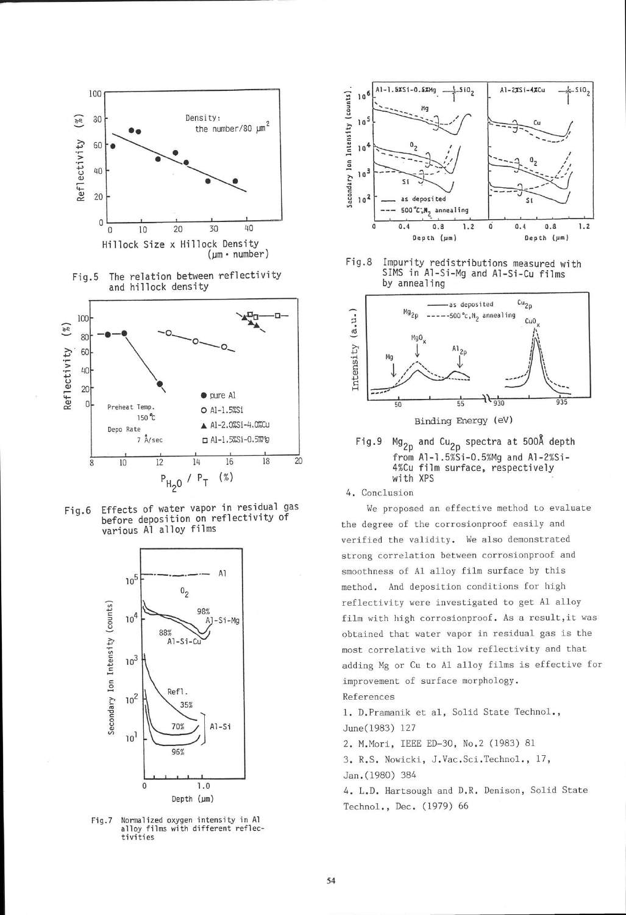100

80

60

40

20

0

Reflectivity (%)

Density:
the number/80 $\mu m^2$

0 10 20 30 40

Hillock Size x Hillock Density
($\mu m \cdot$ number)

Fig.5 The relation between reflectivity and hillock density

Reflectivity (%)

100

80

60

40

20

0

Preheat Temp.
150 ℃

Depo Rate
7 Å/sec

● pure Al

○ Al-1.5%Si

▲ Al-2.0%Si-4.0%Cu

□ Al-1.5%Si-0.5%Mg

8 10 12 14 16 18 20

$P_{H_2O}$ / $P_T$ (%)

Fig.6 Effects of water vapor in residual gas before deposition on reflectivity of various Al alloy films

Secondary Ion Intensity (counts)

$10^5$

$10^4$

$10^3$

$10^2$

$10^1$

Al

$O_2$

98%
Al-Si-Mg

88%
Al-Si-Cu

Refl.
35%

70%

96%

Al-Si

0 1.0

Depth ($\mu m$)

Fig.7 Normalized oxygen intensity in Al alloy films with different reflectivities

Secondary Ion Intensity (counts)

Al-1.5%Si-0.5%Mg

$SiO_2$

Mg

$O_2$

Si

$10^6$

$10^5$

$10^4$

$10^3$

$10^2$

— as deposited

--- 500℃,$N_2$ annealing

Al-2%Si-4%Cu

$SiO_2$

Cu

$O_2$

Si

0 0.4 0.8 1.2 0 0.4 0.8 1.2

Depth ($\mu m$) Depth ($\mu m$)

Fig.8 Impurity redistributions measured with SIMS in Al-Si-Mg and Al-Si-Cu films by annealing

Intensity (a.u.)

——as deposited

-----500℃,$N_2$ annealing

$Mg_{2p}$

$Cu_{2p}$

$CuO_x$

$MgO_x$

$Al_{2p}$

Mg

50 55 930 935

Binding Energy (eV)

Fig.9 $Mg_{2p}$ and $Cu_{2p}$ spectra at 500Å depth from Al-1.5%Si-0.5%Mg and Al-2%Si-4%Cu film surface, respectively with XPS

## 4. Conclusion

We proposed an effective method to evaluate the degree of the corrosionproof easily and verified the validity. We also demonstrated strong correlation between corrosionproof and smoothness of Al alloy film surface by this method. And deposition conditions for high reflectivity were investigated to get Al alloy film with high corrosionproof. As a result,it was obtained that water vapor in residual gas is the most correlative with low reflectivity and that adding Mg or Cu to Al alloy films is effective for improvement of surface morphology.

## References

1. D.Pramanik et al, Solid State Technol., June(1983) 127
2. M.Mori, IEEE ED-30, No.2 (1983) 81
3. R.S. Nowicki, J.Vac.Sci.Technol., 17, Jan.(1980) 384
4. L.D. Hartsough and D.R. Denison, Solid State Technol., Dec. (1979) 66